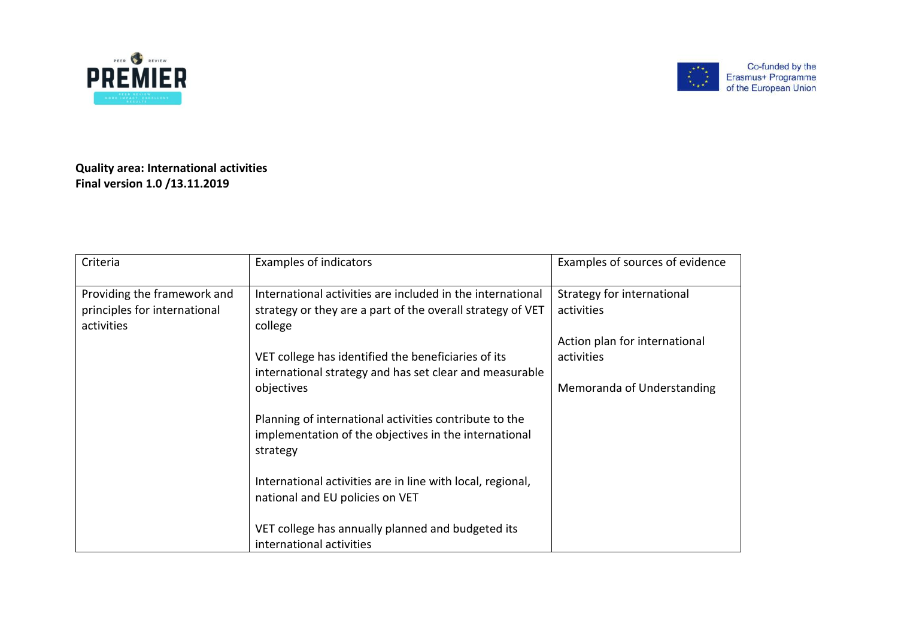**Quality area: International activities**
**Final version 1.0 /13.11.2019**

| Criteria | Examples of indicators | Examples of sources of evidence |
|---|---|---|
| Providing the framework and principles for international activities | International activities are included in the international strategy or they are a part of the overall strategy of VET college<br><br>VET college has identified the beneficiaries of its international strategy and has set clear and measurable objectives<br><br>Planning of international activities contribute to the implementation of the objectives in the international strategy<br><br>International activities are in line with local, regional, national and EU policies on VET<br><br>VET college has annually planned and budgeted its international activities | Strategy for international activities<br><br>Action plan for international activities<br><br>Memoranda of Understanding |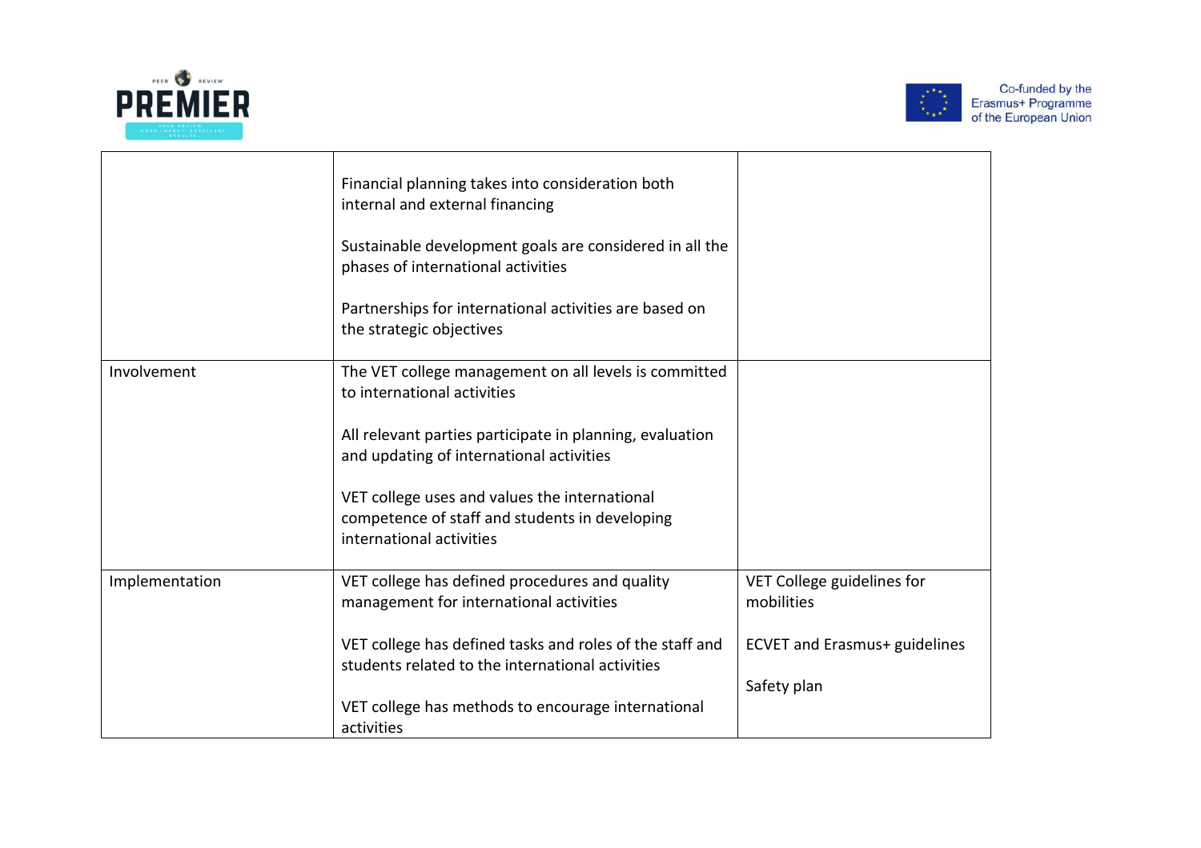| | | |
|---|---|---|
| | Financial planning takes into consideration both internal and external financing<br><br>Sustainable development goals are considered in all the phases of international activities<br><br>Partnerships for international activities are based on the strategic objectives | |
| Involvement | The VET college management on all levels is committed to international activities<br><br>All relevant parties participate in planning, evaluation and updating of international activities<br><br>VET college uses and values the international competence of staff and students in developing international activities | |
| Implementation | VET college has defined procedures and quality management for international activities<br><br>VET college has defined tasks and roles of the staff and students related to the international activities<br><br>VET college has methods to encourage international activities | VET College guidelines for mobilities<br><br>ECVET and Erasmus+ guidelines<br><br>Safety plan |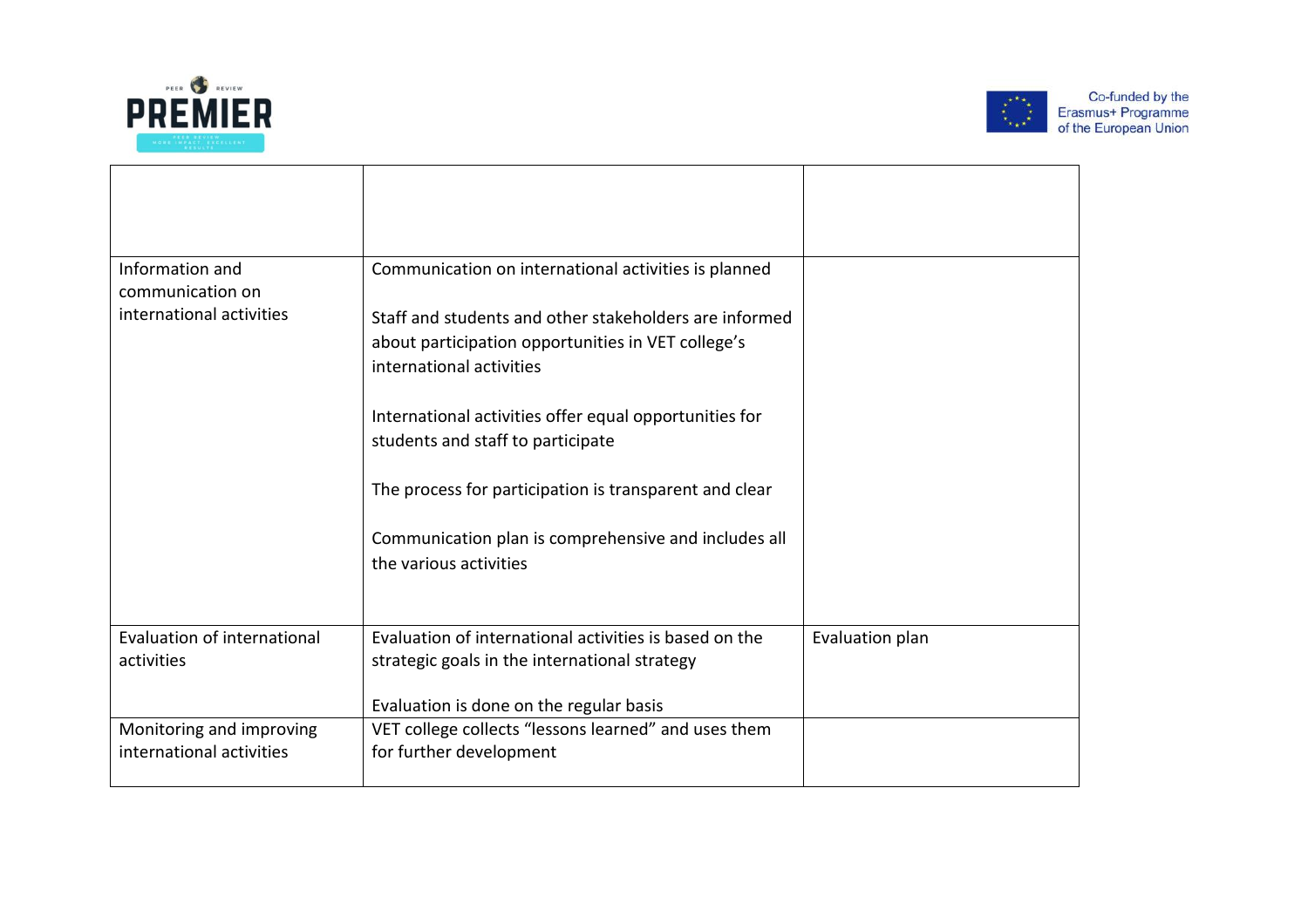| | | |
|---|---|---|
| | | |
| Information and communication on international activities | Communication on international activities is planned<br><br>Staff and students and other stakeholders are informed about participation opportunities in VET college's international activities<br><br>International activities offer equal opportunities for students and staff to participate<br><br>The process for participation is transparent and clear<br><br>Communication plan is comprehensive and includes all the various activities | |
| Evaluation of international activities | Evaluation of international activities is based on the strategic goals in the international strategy<br><br>Evaluation is done on the regular basis | Evaluation plan |
| Monitoring and improving international activities | VET college collects "lessons learned" and uses them for further development | |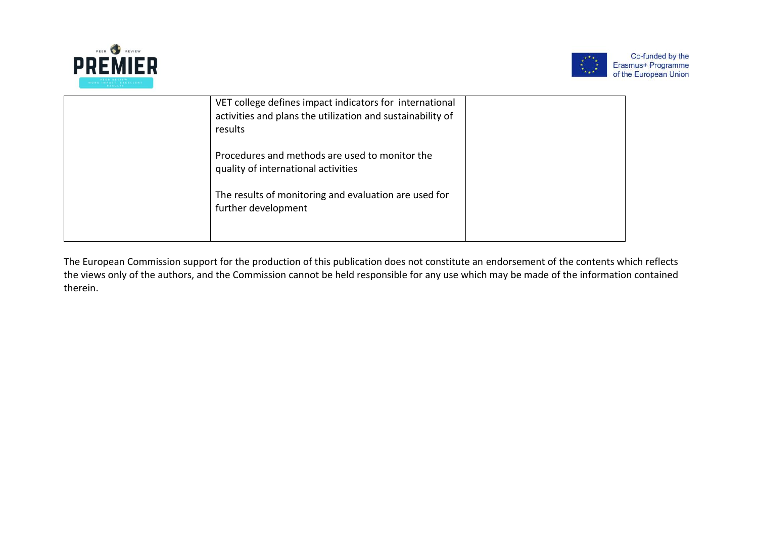| | | |
|---|---|---|
| | VET college defines impact indicators for international activities and plans the utilization and sustainability of results<br><br>Procedures and methods are used to monitor the quality of international activities<br><br>The results of monitoring and evaluation are used for further development | |

The European Commission support for the production of this publication does not constitute an endorsement of the contents which reflects the views only of the authors, and the Commission cannot be held responsible for any use which may be made of the information contained therein.